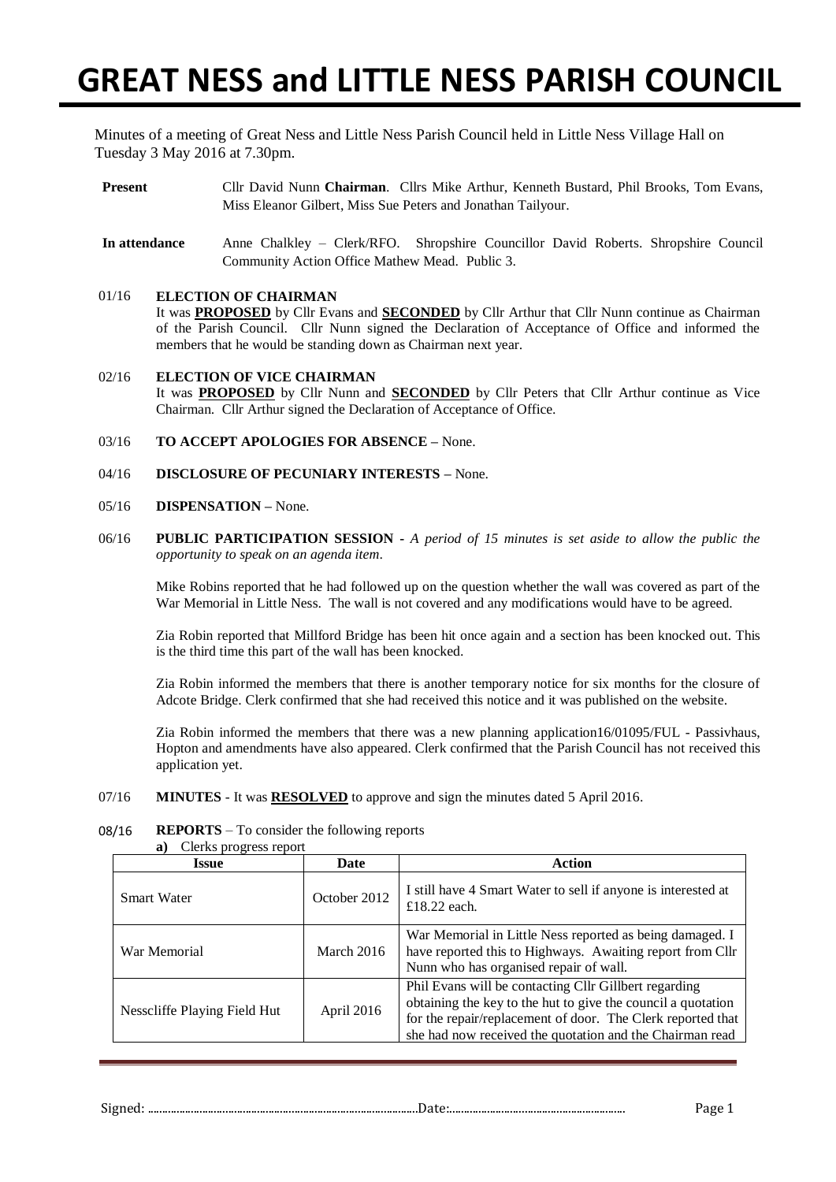# GREAT NESS and LITTLE NESS PARISH COUNCIL

Minutes of a meeting of Great Ness and Little Ness Parish Council held in Little Ness Village Hall on Tuesday 3 May 2016 at 7.30pm.

**Present** Cllr David Nunn **Chairman**. Cllrs Mike Arthur, Kenneth Bustard, Phil Brooks, Tom Evans, Miss Eleanor Gilbert, Miss Sue Peters and Jonathan Tailyour.

**In attendance** Anne Chalkley – Clerk/RFO. Shropshire Councillor David Roberts. Shropshire Council Community Action Office Mathew Mead. Public 3.

01/16 **ELECTION OF CHAIRMAN**

It was **PROPOSED** by Cllr Evans and **SECONDED** by Cllr Arthur that Cllr Nunn continue as Chairman of the Parish Council. Cllr Nunn signed the Declaration of Acceptance of Office and informed the members that he would be standing down as Chairman next year.

02/16 **ELECTION OF VICE CHAIRMAN**

It was **PROPOSED** by Cllr Nunn and **SECONDED** by Cllr Peters that Cllr Arthur continue as Vice Chairman. Cllr Arthur signed the Declaration of Acceptance of Office.

03/16 **TO ACCEPT APOLOGIES FOR ABSENCE –** None.

04/16 **DISCLOSURE OF PECUNIARY INTERESTS –** None.

05/16 **DISPENSATION –** None.

06/16 **PUBLIC PARTICIPATION SESSION -** *A period of 15 minutes is set aside to allow the public the opportunity to speak on an agenda item.*

Mike Robins reported that he had followed up on the question whether the wall was covered as part of the War Memorial in Little Ness. The wall is not covered and any modifications would have to be agreed.

Zia Robin reported that Millford Bridge has been hit once again and a section has been knocked out. This is the third time this part of the wall has been knocked.

Zia Robin informed the members that there is another temporary notice for six months for the closure of Adcote Bridge. Clerk confirmed that she had received this notice and it was published on the website.

Zia Robin informed the members that there was a new planning application16/01095/FUL - Passivhaus, Hopton and amendments have also appeared. Clerk confirmed that the Parish Council has not received this application yet.

07/16 **MINUTES** - It was **RESOLVED** to approve and sign the minutes dated 5 April 2016.

08/16 **REPORTS** – To consider the following reports

**a)** Clerks progress report

| Issue | Date | Action |
|---|---|---|
| Smart Water | October 2012 | I still have 4 Smart Water to sell if anyone is interested at £18.22 each. |
| War Memorial | March 2016 | War Memorial in Little Ness reported as being damaged. I have reported this to Highways. Awaiting report from Cllr Nunn who has organised repair of wall. |
| Nesscliffe Playing Field Hut | April 2016 | Phil Evans will be contacting Cllr Gillbert regarding obtaining the key to the hut to give the council a quotation for the repair/replacement of door. The Clerk reported that she had now received the quotation and the Chairman read |

Signed: ………………………………………………Date:………………………………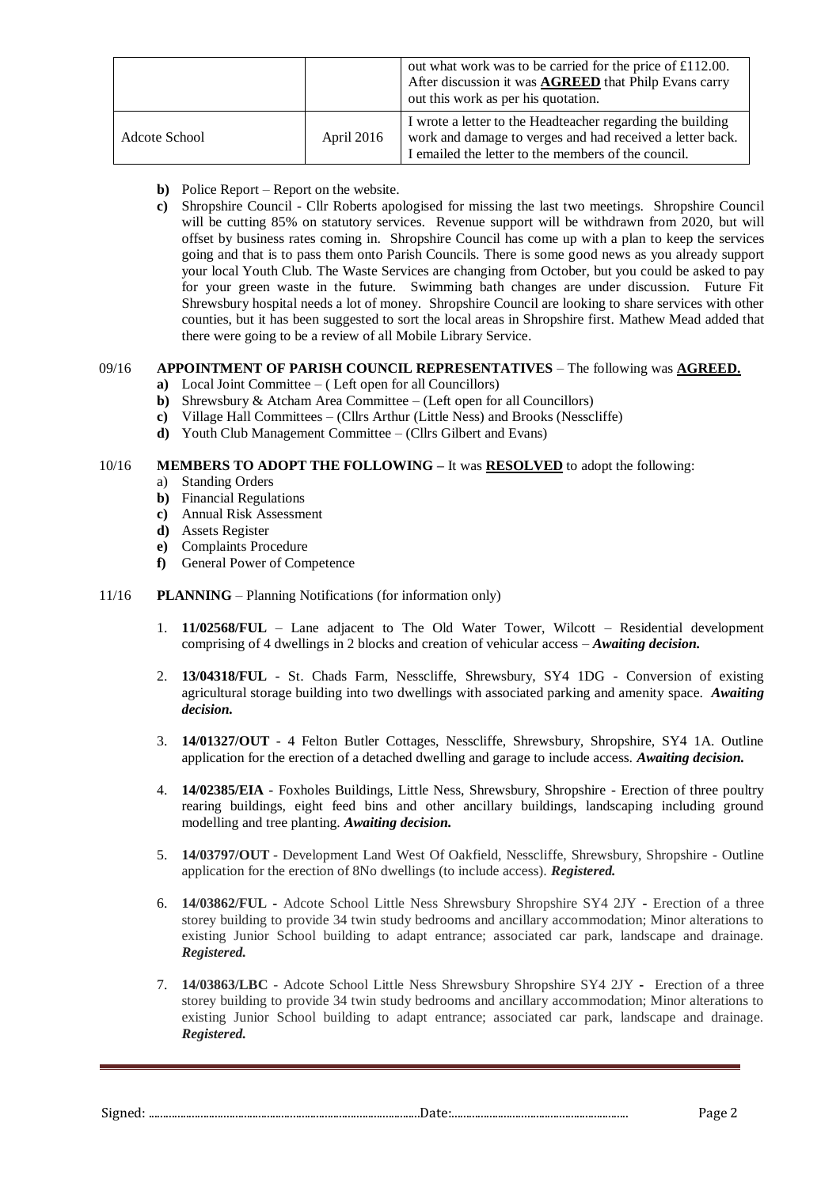| | | |
|---|---|---|
| | | out what work was to be carried for the price of £112.00. After discussion it was **AGREED** that Philp Evans carry out this work as per his quotation. |
| Adcote School | April 2016 | I wrote a letter to the Headteacher regarding the building work and damage to verges and had received a letter back. I emailed the letter to the members of the council. |

**b)** Police Report – Report on the website.

**c)** Shropshire Council - Cllr Roberts apologised for missing the last two meetings. Shropshire Council will be cutting 85% on statutory services. Revenue support will be withdrawn from 2020, but will offset by business rates coming in. Shropshire Council has come up with a plan to keep the services going and that is to pass them onto Parish Councils. There is some good news as you already support your local Youth Club. The Waste Services are changing from October, but you could be asked to pay for your green waste in the future. Swimming bath changes are under discussion. Future Fit Shrewsbury hospital needs a lot of money. Shropshire Council are looking to share services with other counties, but it has been suggested to sort the local areas in Shropshire first. Mathew Mead added that there were going to be a review of all Mobile Library Service.

09/16 **APPOINTMENT OF PARISH COUNCIL REPRESENTATIVES** – The following was **AGREED.**

**a)** Local Joint Committee – ( Left open for all Councillors)
**b)** Shrewsbury & Atcham Area Committee – (Left open for all Councillors)
**c)** Village Hall Committees – (Cllrs Arthur (Little Ness) and Brooks (Nesscliffe)
**d)** Youth Club Management Committee – (Cllrs Gilbert and Evans)

10/16 **MEMBERS TO ADOPT THE FOLLOWING –** It was **RESOLVED** to adopt the following:

a) Standing Orders
**b)** Financial Regulations
**c)** Annual Risk Assessment
**d)** Assets Register
**e)** Complaints Procedure
**f)** General Power of Competence

11/16 **PLANNING** – Planning Notifications (for information only)

1. **11/02568/FUL** – Lane adjacent to The Old Water Tower, Wilcott – Residential development comprising of 4 dwellings in 2 blocks and creation of vehicular access – ***Awaiting decision.***

2. **13/04318/FUL** - St. Chads Farm, Nesscliffe, Shrewsbury, SY4 1DG - Conversion of existing agricultural storage building into two dwellings with associated parking and amenity space. ***Awaiting decision.***

3. **14/01327/OUT** - 4 Felton Butler Cottages, Nesscliffe, Shrewsbury, Shropshire, SY4 1A. Outline application for the erection of a detached dwelling and garage to include access. ***Awaiting decision.***

4. **14/02385/EIA** - Foxholes Buildings, Little Ness, Shrewsbury, Shropshire - Erection of three poultry rearing buildings, eight feed bins and other ancillary buildings, landscaping including ground modelling and tree planting. ***Awaiting decision.***

5. **14/03797/OUT** - Development Land West Of Oakfield, Nesscliffe, Shrewsbury, Shropshire - Outline application for the erection of 8No dwellings (to include access). ***Registered.***

6. **14/03862/FUL -** Adcote School Little Ness Shrewsbury Shropshire SY4 2JY **-** Erection of a three storey building to provide 34 twin study bedrooms and ancillary accommodation; Minor alterations to existing Junior School building to adapt entrance; associated car park, landscape and drainage. ***Registered.***

7. **14/03863/LBC** - Adcote School Little Ness Shrewsbury Shropshire SY4 2JY **-** Erection of a three storey building to provide 34 twin study bedrooms and ancillary accommodation; Minor alterations to existing Junior School building to adapt entrance; associated car park, landscape and drainage. ***Registered.***

Signed: ………………………………………………………………………………Date:………………………………………………………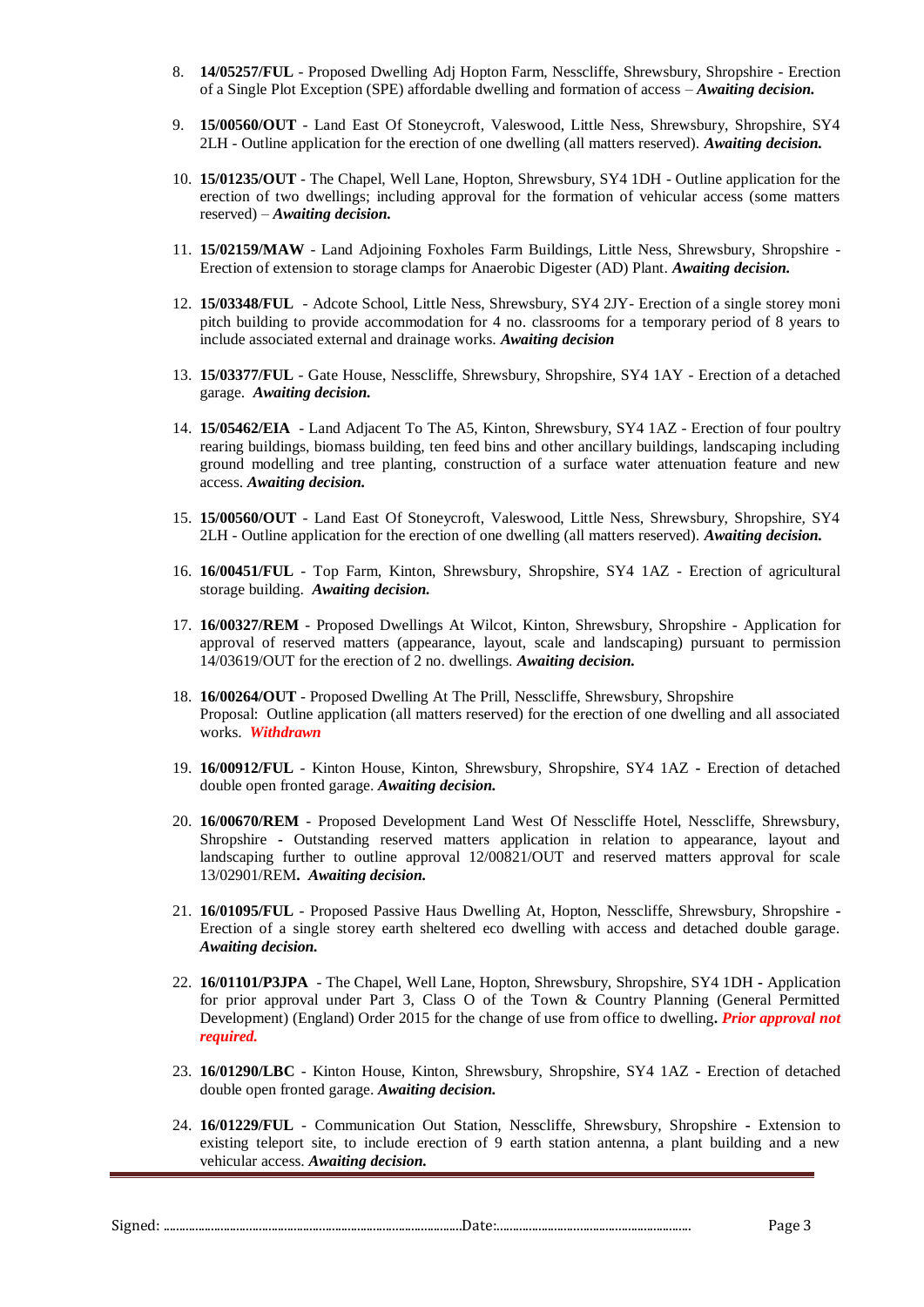8. **14/05257/FUL** - Proposed Dwelling Adj Hopton Farm, Nesscliffe, Shrewsbury, Shropshire - Erection of a Single Plot Exception (SPE) affordable dwelling and formation of access – ***Awaiting decision.***

9. **15/00560/OUT** - Land East Of Stoneycroft, Valeswood, Little Ness, Shrewsbury, Shropshire, SY4 2LH - Outline application for the erection of one dwelling (all matters reserved). ***Awaiting decision.***

10. **15/01235/OUT** - The Chapel, Well Lane, Hopton, Shrewsbury, SY4 1DH - Outline application for the erection of two dwellings; including approval for the formation of vehicular access (some matters reserved) – ***Awaiting decision.***

11. **15/02159/MAW** - Land Adjoining Foxholes Farm Buildings, Little Ness, Shrewsbury, Shropshire - Erection of extension to storage clamps for Anaerobic Digester (AD) Plant. ***Awaiting decision.***

12. **15/03348/FUL** - Adcote School, Little Ness, Shrewsbury, SY4 2JY- Erection of a single storey moni pitch building to provide accommodation for 4 no. classrooms for a temporary period of 8 years to include associated external and drainage works. ***Awaiting decision***

13. **15/03377/FUL** - Gate House, Nesscliffe, Shrewsbury, Shropshire, SY4 1AY - Erection of a detached garage. ***Awaiting decision.***

14. **15/05462/EIA** - Land Adjacent To The A5, Kinton, Shrewsbury, SY4 1AZ - Erection of four poultry rearing buildings, biomass building, ten feed bins and other ancillary buildings, landscaping including ground modelling and tree planting, construction of a surface water attenuation feature and new access. ***Awaiting decision.***

15. **15/00560/OUT** - Land East Of Stoneycroft, Valeswood, Little Ness, Shrewsbury, Shropshire, SY4 2LH - Outline application for the erection of one dwelling (all matters reserved). ***Awaiting decision.***

16. **16/00451/FUL** - Top Farm, Kinton, Shrewsbury, Shropshire, SY4 1AZ - Erection of agricultural storage building. ***Awaiting decision.***

17. **16/00327/REM** - Proposed Dwellings At Wilcot, Kinton, Shrewsbury, Shropshire - Application for approval of reserved matters (appearance, layout, scale and landscaping) pursuant to permission 14/03619/OUT for the erection of 2 no. dwellings. ***Awaiting decision.***

18. **16/00264/OUT** - Proposed Dwelling At The Prill, Nesscliffe, Shrewsbury, Shropshire
    Proposal: Outline application (all matters reserved) for the erection of one dwelling and all associated works. ***Withdrawn***

19. **16/00912/FUL** - Kinton House, Kinton, Shrewsbury, Shropshire, SY4 1AZ - Erection of detached double open fronted garage. ***Awaiting decision.***

20. **16/00670/REM** - Proposed Development Land West Of Nesscliffe Hotel, Nesscliffe, Shrewsbury, Shropshire - Outstanding reserved matters application in relation to appearance, layout and landscaping further to outline approval 12/00821/OUT and reserved matters approval for scale 13/02901/REM**.** ***Awaiting decision.***

21. **16/01095/FUL** - Proposed Passive Haus Dwelling At, Hopton, Nesscliffe, Shrewsbury, Shropshire - Erection of a single storey earth sheltered eco dwelling with access and detached double garage. ***Awaiting decision.***

22. **16/01101/P3JPA** - The Chapel, Well Lane, Hopton, Shrewsbury, Shropshire, SY4 1DH - Application for prior approval under Part 3, Class O of the Town & Country Planning (General Permitted Development) (England) Order 2015 for the change of use from office to dwelling**.** ***Prior approval not required.***

23. **16/01290/LBC** - Kinton House, Kinton, Shrewsbury, Shropshire, SY4 1AZ - Erection of detached double open fronted garage. ***Awaiting decision.***

24. **16/01229/FUL** - Communication Out Station, Nesscliffe, Shrewsbury, Shropshire - Extension to existing teleport site, to include erection of 9 earth station antenna, a plant building and a new vehicular access. ***Awaiting decision.***

Signed: ............................................................Date:............................................................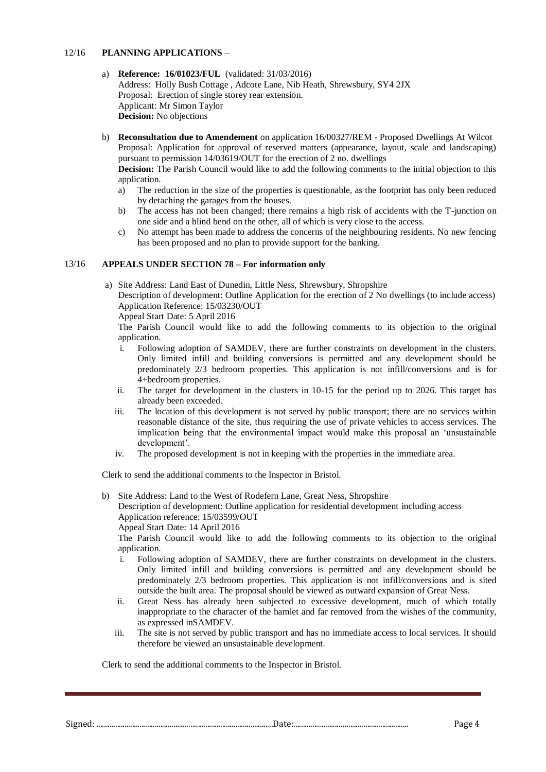12/16 **PLANNING APPLICATIONS** –

a) **Reference: 16/01023/FUL** (validated: 31/03/2016)
Address: Holly Bush Cottage , Adcote Lane, Nib Heath, Shrewsbury, SY4 2JX
Proposal: Erection of single storey rear extension.
Applicant: Mr Simon Taylor
**Decision:** No objections

b) **Reconsultation due to Amendement** on application 16/00327/REM - Proposed Dwellings At Wilcot
Proposal: Application for approval of reserved matters (appearance, layout, scale and landscaping) pursuant to permission 14/03619/OUT for the erection of 2 no. dwellings
**Decision:** The Parish Council would like to add the following comments to the initial objection to this application.
   a) The reduction in the size of the properties is questionable, as the footprint has only been reduced by detaching the garages from the houses.
   b) The access has not been changed; there remains a high risk of accidents with the T-junction on one side and a blind bend on the other, all of which is very close to the access.
   c) No attempt has been made to address the concerns of the neighbouring residents. No new fencing has been proposed and no plan to provide support for the banking.

13/16 **APPEALS UNDER SECTION 78 – For information only**

a) Site Address: Land East of Dunedin, Little Ness, Shrewsbury, Shropshire
Description of development: Outline Application for the erection of 2 No dwellings (to include access)
Application Reference: 15/03230/OUT
Appeal Start Date: 5 April 2016
The Parish Council would like to add the following comments to its objection to the original application.
   i. Following adoption of SAMDEV, there are further constraints on development in the clusters. Only limited infill and building conversions is permitted and any development should be predominately 2/3 bedroom properties. This application is not infill/conversions and is for 4+bedroom properties.
   ii. The target for development in the clusters in 10-15 for the period up to 2026. This target has already been exceeded.
   iii. The location of this development is not served by public transport; there are no services within reasonable distance of the site, thus requiring the use of private vehicles to access services. The implication being that the environmental impact would make this proposal an 'unsustainable development'.
   iv. The proposed development is not in keeping with the properties in the immediate area.

Clerk to send the additional comments to the Inspector in Bristol.

b) Site Address: Land to the West of Rodefern Lane, Great Ness, Shropshire
Description of development: Outline application for residential development including access
Application reference: 15/03599/OUT
Appeal Start Date: 14 April 2016
The Parish Council would like to add the following comments to its objection to the original application.
   i. Following adoption of SAMDEV, there are further constraints on development in the clusters. Only limited infill and building conversions is permitted and any development should be predominately 2/3 bedroom properties. This application is not infill/conversions and is sited outside the built area. The proposal should be viewed as outward expansion of Great Ness.
   ii. Great Ness has already been subjected to excessive development, much of which totally inappropriate to the character of the hamlet and far removed from the wishes of the community, as expressed inSAMDEV.
   iii. The site is not served by public transport and has no immediate access to local services. It should therefore be viewed an unsustainable development.

Clerk to send the additional comments to the Inspector in Bristol.

Signed: ………………………………………………………………………………Date:……………………………………………………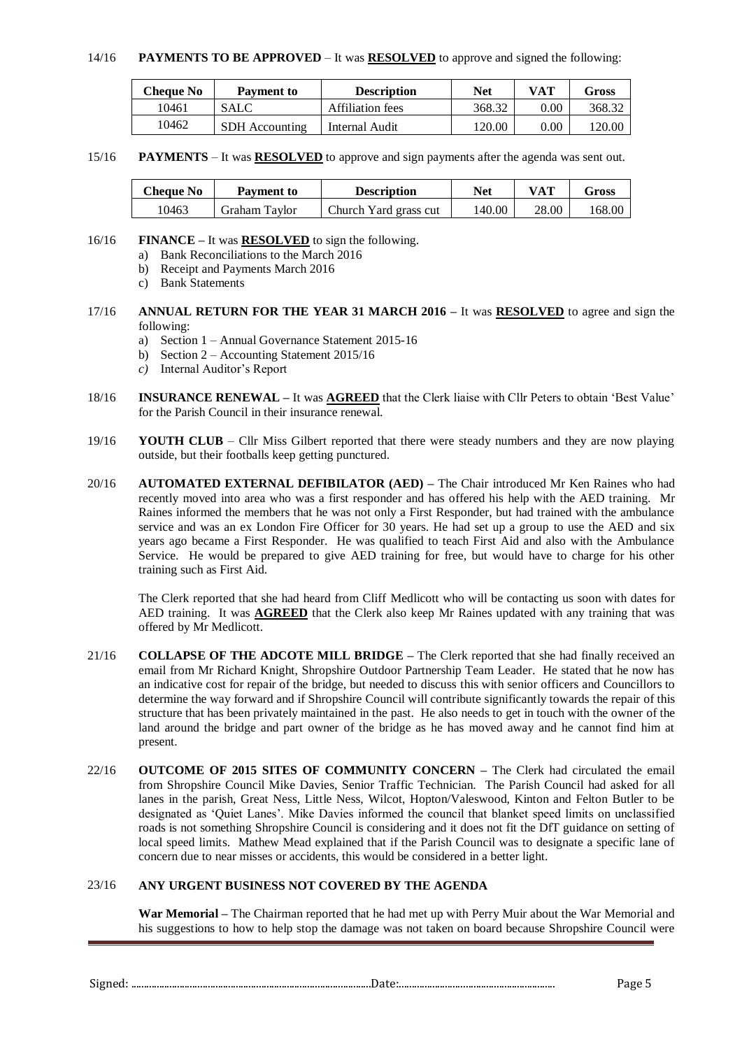14/16 **PAYMENTS TO BE APPROVED** – It was **RESOLVED** to approve and signed the following:

| Cheque No | Payment to | Description | Net | VAT | Gross |
|---|---|---|---|---|---|
| 10461 | SALC | Affiliation fees | 368.32 | 0.00 | 368.32 |
| 10462 | SDH Accounting | Internal Audit | 120.00 | 0.00 | 120.00 |

15/16 **PAYMENTS** – It was **RESOLVED** to approve and sign payments after the agenda was sent out.

| Cheque No | Payment to | Description | Net | VAT | Gross |
|---|---|---|---|---|---|
| 10463 | Graham Taylor | Church Yard grass cut | 140.00 | 28.00 | 168.00 |

16/16 **FINANCE –** It was **RESOLVED** to sign the following.

a) Bank Reconciliations to the March 2016
b) Receipt and Payments March 2016
c) Bank Statements

17/16 **ANNUAL RETURN FOR THE YEAR 31 MARCH 2016 –** It was **RESOLVED** to agree and sign the following:

a) Section 1 – Annual Governance Statement 2015-16
b) Section 2 – Accounting Statement 2015/16
*c)* Internal Auditor's Report

18/16 **INSURANCE RENEWAL –** It was **AGREED** that the Clerk liaise with Cllr Peters to obtain 'Best Value' for the Parish Council in their insurance renewal.

19/16 **YOUTH CLUB** – Cllr Miss Gilbert reported that there were steady numbers and they are now playing outside, but their footballs keep getting punctured.

20/16 **AUTOMATED EXTERNAL DEFIBILATOR (AED) –** The Chair introduced Mr Ken Raines who had recently moved into area who was a first responder and has offered his help with the AED training. Mr Raines informed the members that he was not only a First Responder, but had trained with the ambulance service and was an ex London Fire Officer for 30 years. He had set up a group to use the AED and six years ago became a First Responder. He was qualified to teach First Aid and also with the Ambulance Service. He would be prepared to give AED training for free, but would have to charge for his other training such as First Aid.

The Clerk reported that she had heard from Cliff Medlicott who will be contacting us soon with dates for AED training. It was **AGREED** that the Clerk also keep Mr Raines updated with any training that was offered by Mr Medlicott.

21/16 **COLLAPSE OF THE ADCOTE MILL BRIDGE –** The Clerk reported that she had finally received an email from Mr Richard Knight, Shropshire Outdoor Partnership Team Leader. He stated that he now has an indicative cost for repair of the bridge, but needed to discuss this with senior officers and Councillors to determine the way forward and if Shropshire Council will contribute significantly towards the repair of this structure that has been privately maintained in the past. He also needs to get in touch with the owner of the land around the bridge and part owner of the bridge as he has moved away and he cannot find him at present.

22/16 **OUTCOME OF 2015 SITES OF COMMUNITY CONCERN –** The Clerk had circulated the email from Shropshire Council Mike Davies, Senior Traffic Technician. The Parish Council had asked for all lanes in the parish, Great Ness, Little Ness, Wilcot, Hopton/Valeswood, Kinton and Felton Butler to be designated as 'Quiet Lanes'. Mike Davies informed the council that blanket speed limits on unclassified roads is not something Shropshire Council is considering and it does not fit the DfT guidance on setting of local speed limits. Mathew Mead explained that if the Parish Council was to designate a specific lane of concern due to near misses or accidents, this would be considered in a better light.

23/16 **ANY URGENT BUSINESS NOT COVERED BY THE AGENDA**

**War Memorial –** The Chairman reported that he had met up with Perry Muir about the War Memorial and his suggestions to how to help stop the damage was not taken on board because Shropshire Council were

Signed: ..................................................Date:..................................................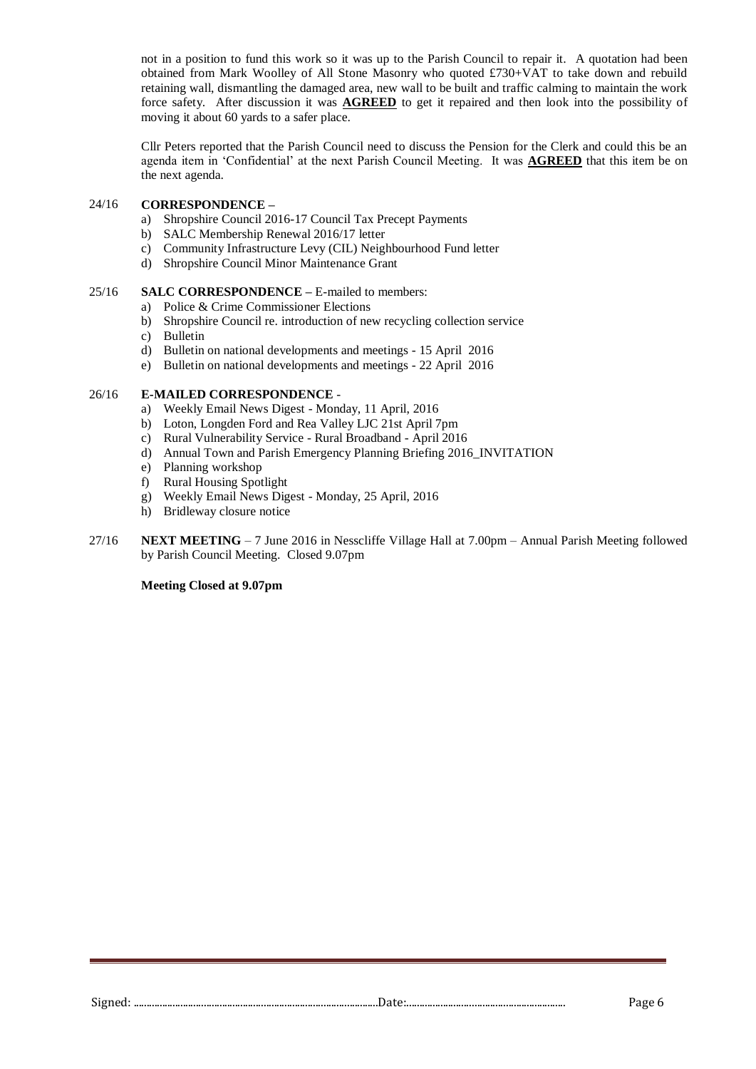not in a position to fund this work so it was up to the Parish Council to repair it. A quotation had been obtained from Mark Woolley of All Stone Masonry who quoted £730+VAT to take down and rebuild retaining wall, dismantling the damaged area, new wall to be built and traffic calming to maintain the work force safety. After discussion it was **AGREED** to get it repaired and then look into the possibility of moving it about 60 yards to a safer place.

Cllr Peters reported that the Parish Council need to discuss the Pension for the Clerk and could this be an agenda item in 'Confidential' at the next Parish Council Meeting. It was **AGREED** that this item be on the next agenda.

24/16 **CORRESPONDENCE –**

a) Shropshire Council 2016-17 Council Tax Precept Payments
b) SALC Membership Renewal 2016/17 letter
c) Community Infrastructure Levy (CIL) Neighbourhood Fund letter
d) Shropshire Council Minor Maintenance Grant

25/16 **SALC CORRESPONDENCE –** E-mailed to members:

a) Police & Crime Commissioner Elections
b) Shropshire Council re. introduction of new recycling collection service
c) Bulletin
d) Bulletin on national developments and meetings - 15 April 2016
e) Bulletin on national developments and meetings - 22 April 2016

26/16 **E-MAILED CORRESPONDENCE** -

a) Weekly Email News Digest - Monday, 11 April, 2016
b) Loton, Longden Ford and Rea Valley LJC 21st April 7pm
c) Rural Vulnerability Service - Rural Broadband - April 2016
d) Annual Town and Parish Emergency Planning Briefing 2016_INVITATION
e) Planning workshop
f) Rural Housing Spotlight
g) Weekly Email News Digest - Monday, 25 April, 2016
h) Bridleway closure notice

27/16 **NEXT MEETING** – 7 June 2016 in Nesscliffe Village Hall at 7.00pm – Annual Parish Meeting followed by Parish Council Meeting. Closed 9.07pm

**Meeting Closed at 9.07pm**

Signed: ……………………………………………………………………………………Date:……………………………………………………